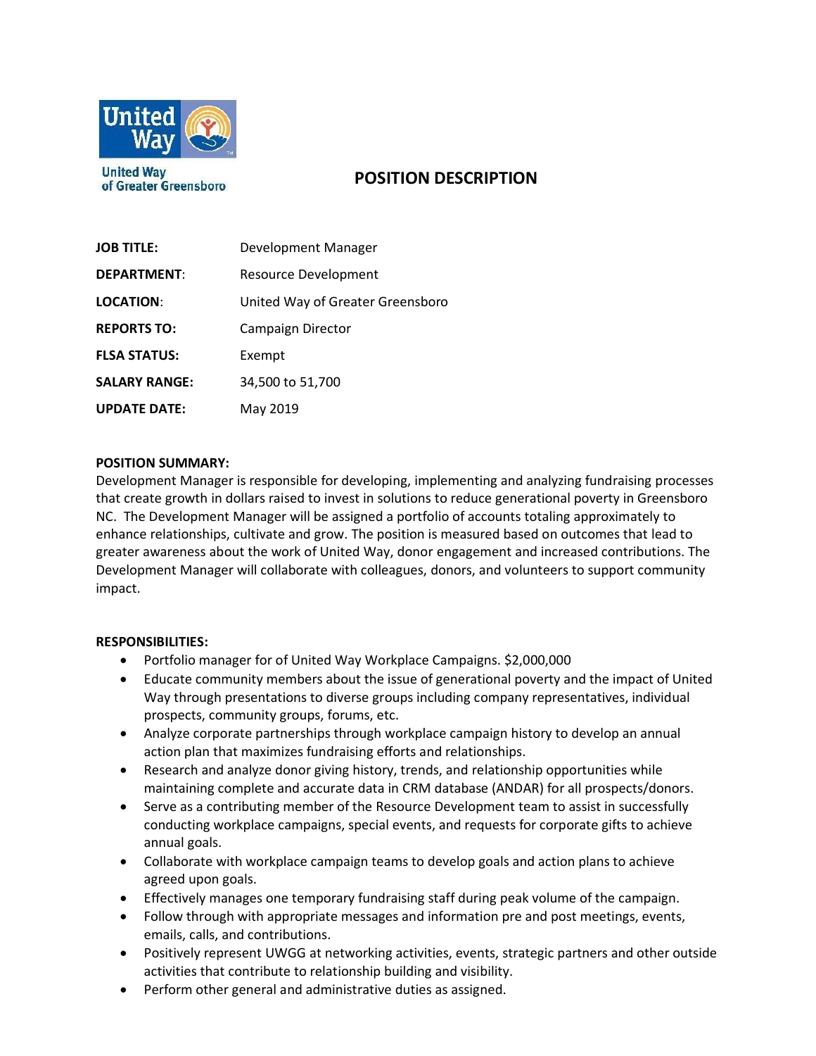United Way
of Greater Greensboro

# POSITION DESCRIPTION

| | |
|---|---|
| **JOB TITLE:** | Development Manager |
| **DEPARTMENT**: | Resource Development |
| **LOCATION**: | United Way of Greater Greensboro |
| **REPORTS TO:** | Campaign Director |
| **FLSA STATUS:** | Exempt |
| **SALARY RANGE:** | 34,500 to 51,700 |
| **UPDATE DATE:** | May 2019 |

**POSITION SUMMARY:**
Development Manager is responsible for developing, implementing and analyzing fundraising processes that create growth in dollars raised to invest in solutions to reduce generational poverty in Greensboro NC. The Development Manager will be assigned a portfolio of accounts totaling approximately to enhance relationships, cultivate and grow. The position is measured based on outcomes that lead to greater awareness about the work of United Way, donor engagement and increased contributions. The Development Manager will collaborate with colleagues, donors, and volunteers to support community impact.

**RESPONSIBILITIES:**

- Portfolio manager for of United Way Workplace Campaigns. $2,000,000
- Educate community members about the issue of generational poverty and the impact of United Way through presentations to diverse groups including company representatives, individual prospects, community groups, forums, etc.
- Analyze corporate partnerships through workplace campaign history to develop an annual action plan that maximizes fundraising efforts and relationships.
- Research and analyze donor giving history, trends, and relationship opportunities while maintaining complete and accurate data in CRM database (ANDAR) for all prospects/donors.
- Serve as a contributing member of the Resource Development team to assist in successfully conducting workplace campaigns, special events, and requests for corporate gifts to achieve annual goals.
- Collaborate with workplace campaign teams to develop goals and action plans to achieve agreed upon goals.
- Effectively manages one temporary fundraising staff during peak volume of the campaign.
- Follow through with appropriate messages and information pre and post meetings, events, emails, calls, and contributions.
- Positively represent UWGG at networking activities, events, strategic partners and other outside activities that contribute to relationship building and visibility.
- Perform other general and administrative duties as assigned.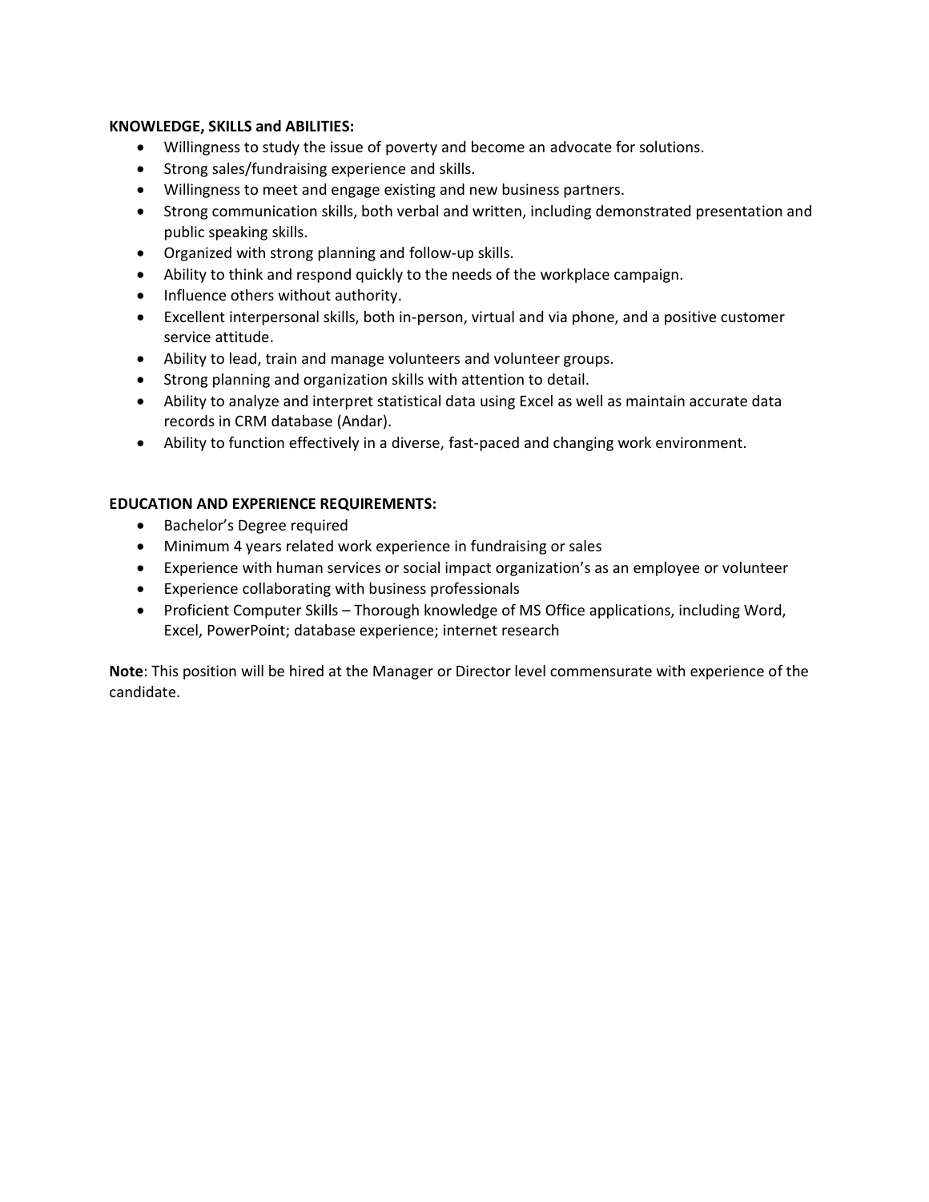**KNOWLEDGE, SKILLS and ABILITIES:**

- Willingness to study the issue of poverty and become an advocate for solutions.
- Strong sales/fundraising experience and skills.
- Willingness to meet and engage existing and new business partners.
- Strong communication skills, both verbal and written, including demonstrated presentation and public speaking skills.
- Organized with strong planning and follow-up skills.
- Ability to think and respond quickly to the needs of the workplace campaign.
- Influence others without authority.
- Excellent interpersonal skills, both in-person, virtual and via phone, and a positive customer service attitude.
- Ability to lead, train and manage volunteers and volunteer groups.
- Strong planning and organization skills with attention to detail.
- Ability to analyze and interpret statistical data using Excel as well as maintain accurate data records in CRM database (Andar).
- Ability to function effectively in a diverse, fast-paced and changing work environment.

**EDUCATION AND EXPERIENCE REQUIREMENTS:**

- Bachelor's Degree required
- Minimum 4 years related work experience in fundraising or sales
- Experience with human services or social impact organization's as an employee or volunteer
- Experience collaborating with business professionals
- Proficient Computer Skills – Thorough knowledge of MS Office applications, including Word, Excel, PowerPoint; database experience; internet research

**Note**: This position will be hired at the Manager or Director level commensurate with experience of the candidate.